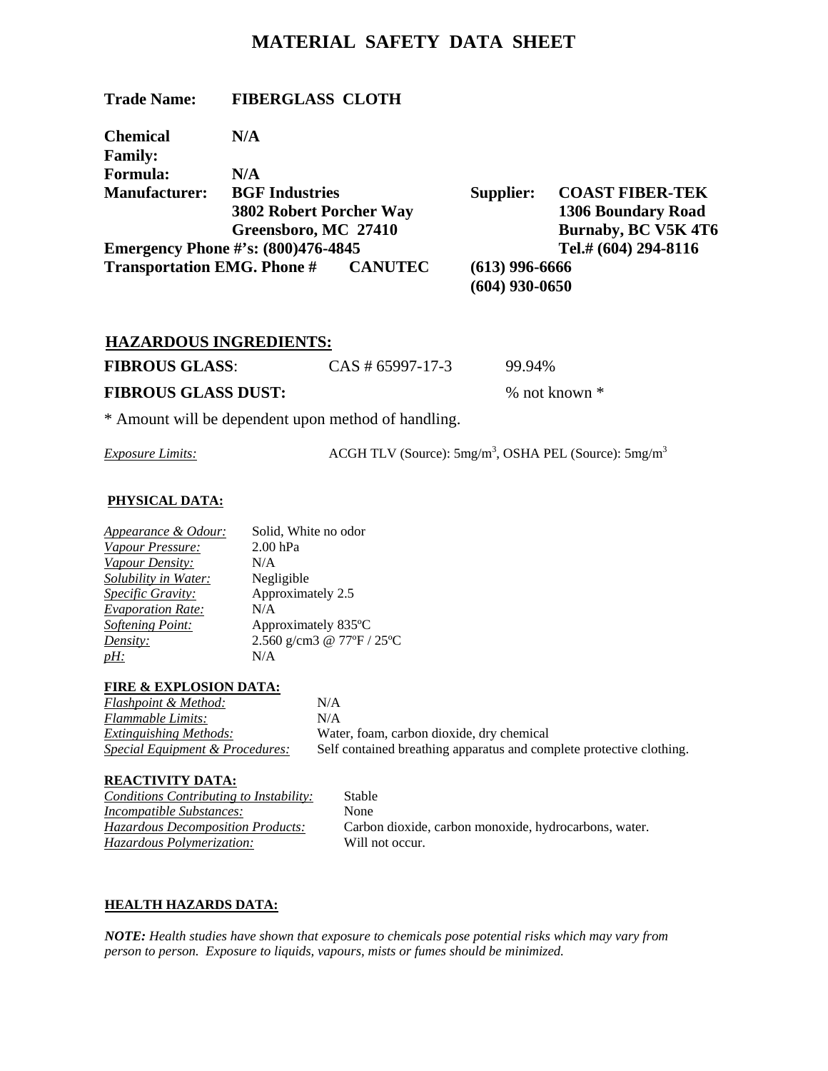# MATERIAL SAFETY DATA SHEET

**Trade Name:** **FIBERGLASS CLOTH**

**Chemical Family:** **N/A**

**Formula:** **N/A**

**Manufacturer:** **BGF Industries**
**3802 Robert Porcher Way**
**Greensboro, MC 27410**

**Supplier:** **COAST FIBER-TEK**
**1306 Boundary Road**
**Burnaby, BC V5K 4T6**
**Tel.# (604) 294-8116**

**Emergency Phone #'s: (800)476-4845**

**Transportation EMG. Phone # CANUTEC** **(613) 996-6666**
**(604) 930-0650**

## HAZARDOUS INGREDIENTS:

| | | |
|---|---|---|
| **FIBROUS GLASS**: | CAS # 65997-17-3 | 99.94% |
| **FIBROUS GLASS DUST:** | | % not known * |

\* Amount will be dependent upon method of handling.

*Exposure Limits:* ACGH TLV (Source): 5mg/m$^3$, OSHA PEL (Source): 5mg/m$^3$

## PHYSICAL DATA:

| | |
|---|---|
| *Appearance & Odour:* | Solid, White no odor |
| *Vapour Pressure:* | 2.00 hPa |
| *Vapour Density:* | N/A |
| *Solubility in Water:* | Negligible |
| *Specific Gravity:* | Approximately 2.5 |
| *Evaporation Rate:* | N/A |
| *Softening Point:* | Approximately 835ºC |
| *Density:* | 2.560 g/cm3 @ 77ºF / 25ºC |
| *pH:* | N/A |

## FIRE & EXPLOSION DATA:

| | |
|---|---|
| *Flashpoint & Method:* | N/A |
| *Flammable Limits:* | N/A |
| *Extinguishing Methods:* | Water, foam, carbon dioxide, dry chemical |
| *Special Equipment & Procedures:* | Self contained breathing apparatus and complete protective clothing. |

## REACTIVITY DATA:

| | |
|---|---|
| *Conditions Contributing to Instability:* | Stable |
| *Incompatible Substances:* | None |
| *Hazardous Decomposition Products:* | Carbon dioxide, carbon monoxide, hydrocarbons, water. |
| *Hazardous Polymerization:* | Will not occur. |

## HEALTH HAZARDS DATA:

***NOTE:*** *Health studies have shown that exposure to chemicals pose potential risks which may vary from person to person. Exposure to liquids, vapours, mists or fumes should be minimized.*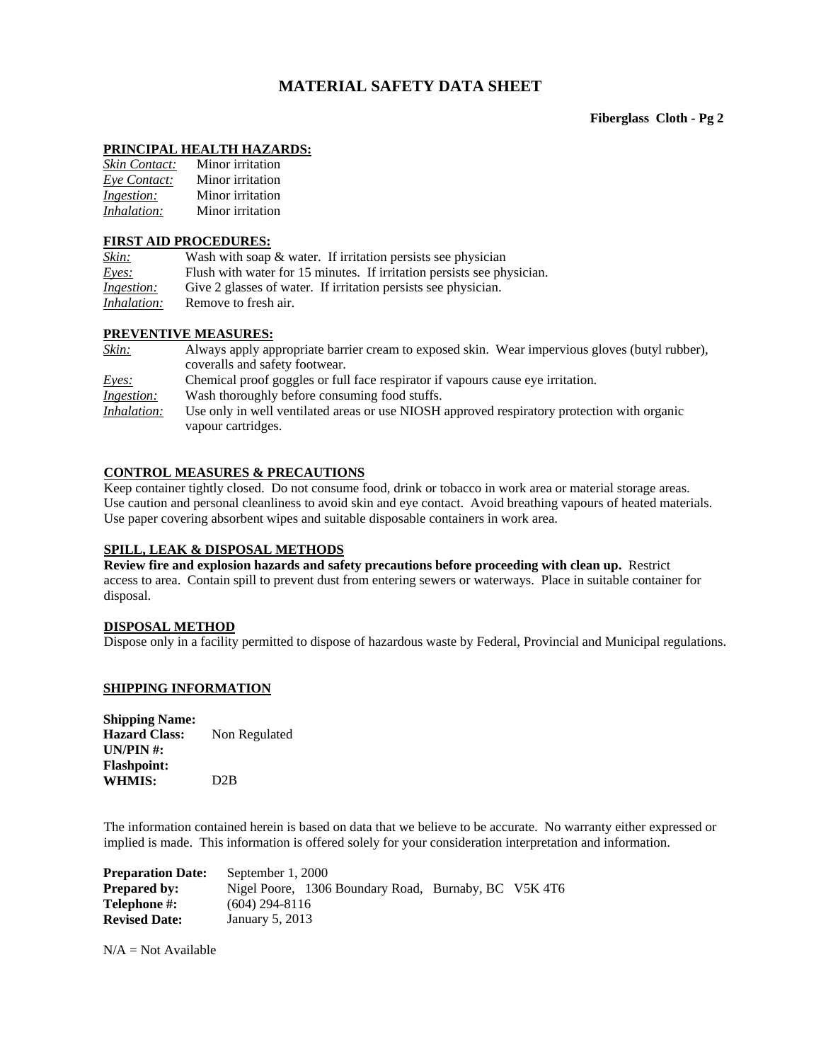# MATERIAL SAFETY DATA SHEET

**Fiberglass Cloth - Pg 2**

## PRINCIPAL HEALTH HAZARDS:

| | |
|---|---|
| *Skin Contact:* | Minor irritation |
| *Eye Contact:* | Minor irritation |
| *Ingestion:* | Minor irritation |
| *Inhalation:* | Minor irritation |

## FIRST AID PROCEDURES:

| | |
|---|---|
| *Skin:* | Wash with soap & water. If irritation persists see physician |
| *Eyes:* | Flush with water for 15 minutes. If irritation persists see physician. |
| *Ingestion:* | Give 2 glasses of water. If irritation persists see physician. |
| *Inhalation:* | Remove to fresh air. |

## PREVENTIVE MEASURES:

| | |
|---|---|
| *Skin:* | Always apply appropriate barrier cream to exposed skin. Wear impervious gloves (butyl rubber), coveralls and safety footwear. |
| *Eyes:* | Chemical proof goggles or full face respirator if vapours cause eye irritation. |
| *Ingestion:* | Wash thoroughly before consuming food stuffs. |
| *Inhalation:* | Use only in well ventilated areas or use NIOSH approved respiratory protection with organic vapour cartridges. |

## CONTROL MEASURES & PRECAUTIONS

Keep container tightly closed. Do not consume food, drink or tobacco in work area or material storage areas. Use caution and personal cleanliness to avoid skin and eye contact. Avoid breathing vapours of heated materials. Use paper covering absorbent wipes and suitable disposable containers in work area.

## SPILL, LEAK & DISPOSAL METHODS

**Review fire and explosion hazards and safety precautions before proceeding with clean up.** Restrict access to area. Contain spill to prevent dust from entering sewers or waterways. Place in suitable container for disposal.

## DISPOSAL METHOD

Dispose only in a facility permitted to dispose of hazardous waste by Federal, Provincial and Municipal regulations.

## SHIPPING INFORMATION

| | |
|---|---|
| **Shipping Name:** | |
| **Hazard Class:** | Non Regulated |
| **UN/PIN #:** | |
| **Flashpoint:** | |
| **WHMIS:** | D2B |

The information contained herein is based on data that we believe to be accurate. No warranty either expressed or implied is made. This information is offered solely for your consideration interpretation and information.

| | |
|---|---|
| **Preparation Date:** | September 1, 2000 |
| **Prepared by:** | Nigel Poore, 1306 Boundary Road, Burnaby, BC V5K 4T6 |
| **Telephone #:** | (604) 294-8116 |
| **Revised Date:** | January 5, 2013 |

N/A = Not Available